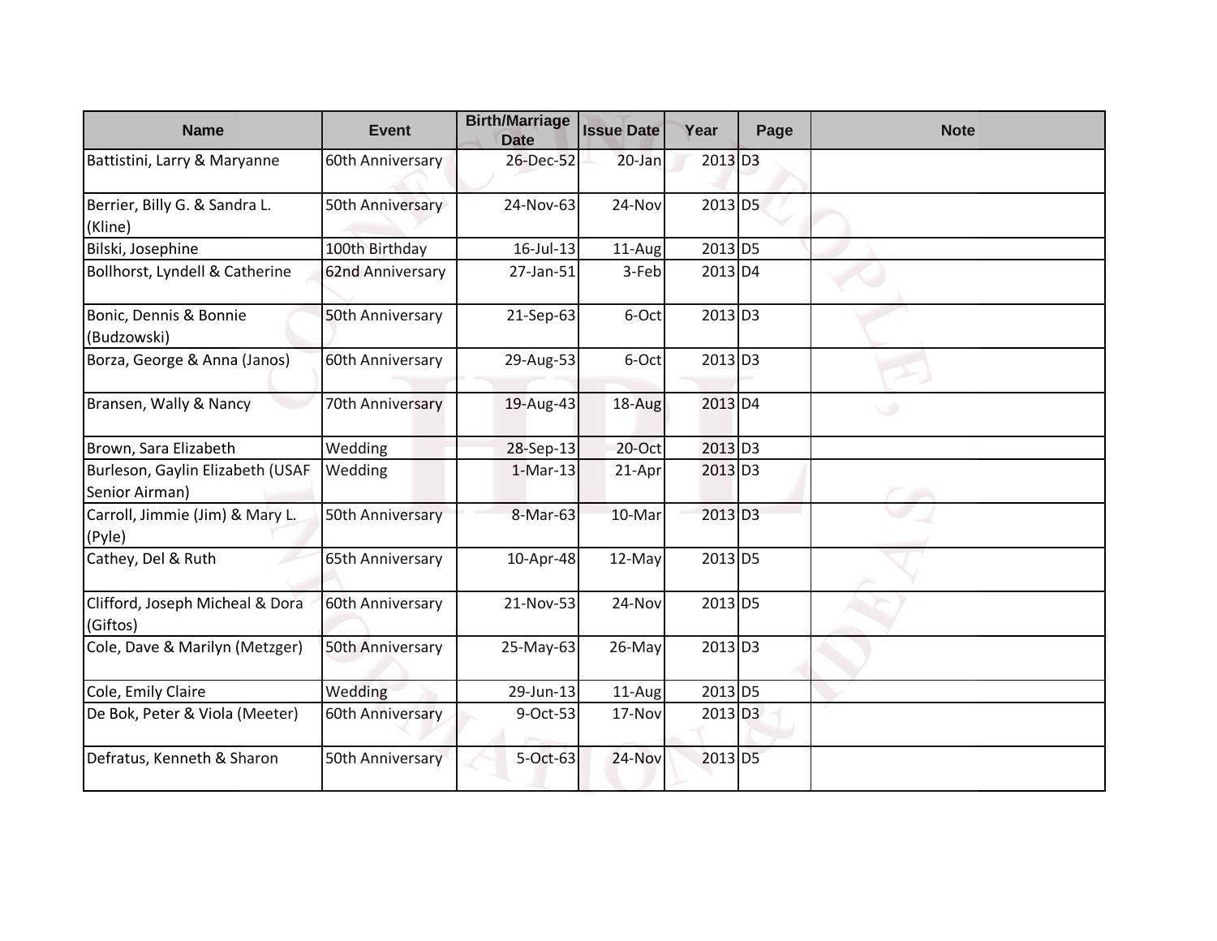| Name | Event | Birth/Marriage Date | Issue Date | Year | Page | Note |
|---|---|---|---|---|---|---|
| Battistini, Larry & Maryanne | 60th Anniversary | 26-Dec-52 | 20-Jan | 2013 | D3 | |
| Berrier, Billy G. & Sandra L. (Kline) | 50th Anniversary | 24-Nov-63 | 24-Nov | 2013 | D5 | |
| Bilski, Josephine | 100th Birthday | 16-Jul-13 | 11-Aug | 2013 | D5 | |
| Bollhorst, Lyndell & Catherine | 62nd Anniversary | 27-Jan-51 | 3-Feb | 2013 | D4 | |
| Bonic, Dennis & Bonnie (Budzowski) | 50th Anniversary | 21-Sep-63 | 6-Oct | 2013 | D3 | |
| Borza, George & Anna (Janos) | 60th Anniversary | 29-Aug-53 | 6-Oct | 2013 | D3 | |
| Bransen, Wally & Nancy | 70th Anniversary | 19-Aug-43 | 18-Aug | 2013 | D4 | |
| Brown, Sara Elizabeth | Wedding | 28-Sep-13 | 20-Oct | 2013 | D3 | |
| Burleson, Gaylin Elizabeth (USAF Senior Airman) | Wedding | 1-Mar-13 | 21-Apr | 2013 | D3 | |
| Carroll, Jimmie (Jim) & Mary L. (Pyle) | 50th Anniversary | 8-Mar-63 | 10-Mar | 2013 | D3 | |
| Cathey, Del & Ruth | 65th Anniversary | 10-Apr-48 | 12-May | 2013 | D5 | |
| Clifford, Joseph Micheal & Dora (Giftos) | 60th Anniversary | 21-Nov-53 | 24-Nov | 2013 | D5 | |
| Cole, Dave & Marilyn (Metzger) | 50th Anniversary | 25-May-63 | 26-May | 2013 | D3 | |
| Cole, Emily Claire | Wedding | 29-Jun-13 | 11-Aug | 2013 | D5 | |
| De Bok, Peter & Viola (Meeter) | 60th Anniversary | 9-Oct-53 | 17-Nov | 2013 | D3 | |
| Defratus, Kenneth & Sharon | 50th Anniversary | 5-Oct-63 | 24-Nov | 2013 | D5 | |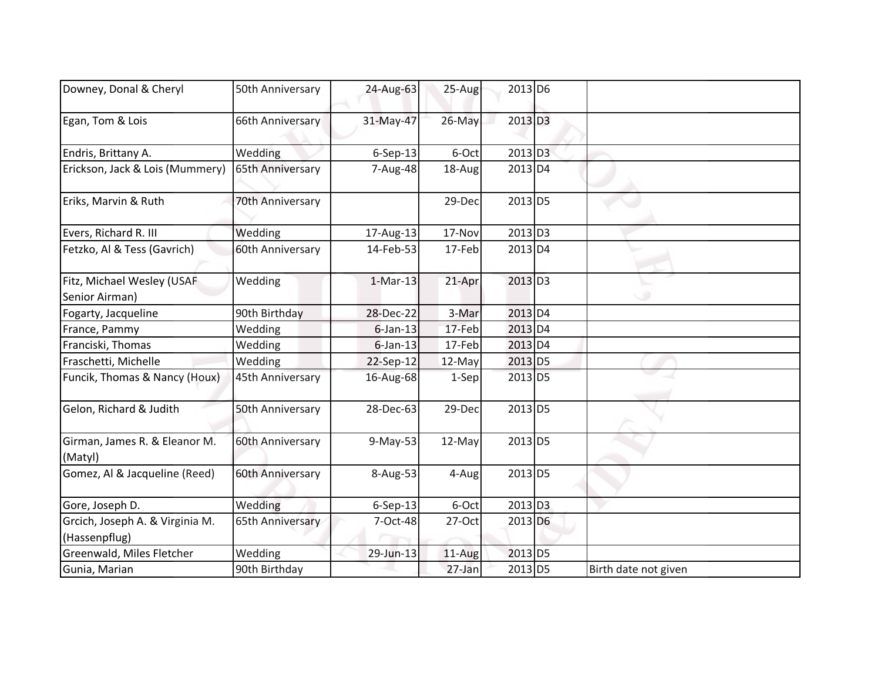| | | | | | | |
|---|---|---|---|---|---|---|
| Downey, Donal & Cheryl | 50th Anniversary | 24-Aug-63 | 25-Aug | 2013 | D6 | |
| Egan, Tom & Lois | 66th Anniversary | 31-May-47 | 26-May | 2013 | D3 | |
| Endris, Brittany A. | Wedding | 6-Sep-13 | 6-Oct | 2013 | D3 | |
| Erickson, Jack & Lois (Mummery) | 65th Anniversary | 7-Aug-48 | 18-Aug | 2013 | D4 | |
| Eriks, Marvin & Ruth | 70th Anniversary | | 29-Dec | 2013 | D5 | |
| Evers, Richard R. III | Wedding | 17-Aug-13 | 17-Nov | 2013 | D3 | |
| Fetzko, Al & Tess (Gavrich) | 60th Anniversary | 14-Feb-53 | 17-Feb | 2013 | D4 | |
| Fitz, Michael Wesley (USAF Senior Airman) | Wedding | 1-Mar-13 | 21-Apr | 2013 | D3 | |
| Fogarty, Jacqueline | 90th Birthday | 28-Dec-22 | 3-Mar | 2013 | D4 | |
| France, Pammy | Wedding | 6-Jan-13 | 17-Feb | 2013 | D4 | |
| Franciski, Thomas | Wedding | 6-Jan-13 | 17-Feb | 2013 | D4 | |
| Fraschetti, Michelle | Wedding | 22-Sep-12 | 12-May | 2013 | D5 | |
| Funcik, Thomas & Nancy (Houx) | 45th Anniversary | 16-Aug-68 | 1-Sep | 2013 | D5 | |
| Gelon, Richard & Judith | 50th Anniversary | 28-Dec-63 | 29-Dec | 2013 | D5 | |
| Girman, James R. & Eleanor M. (Matyl) | 60th Anniversary | 9-May-53 | 12-May | 2013 | D5 | |
| Gomez, Al & Jacqueline (Reed) | 60th Anniversary | 8-Aug-53 | 4-Aug | 2013 | D5 | |
| Gore, Joseph D. | Wedding | 6-Sep-13 | 6-Oct | 2013 | D3 | |
| Grcich, Joseph A. & Virginia M. (Hassenpflug) | 65th Anniversary | 7-Oct-48 | 27-Oct | 2013 | D6 | |
| Greenwald, Miles Fletcher | Wedding | 29-Jun-13 | 11-Aug | 2013 | D5 | |
| Gunia, Marian | 90th Birthday | | 27-Jan | 2013 | D5 | Birth date not given |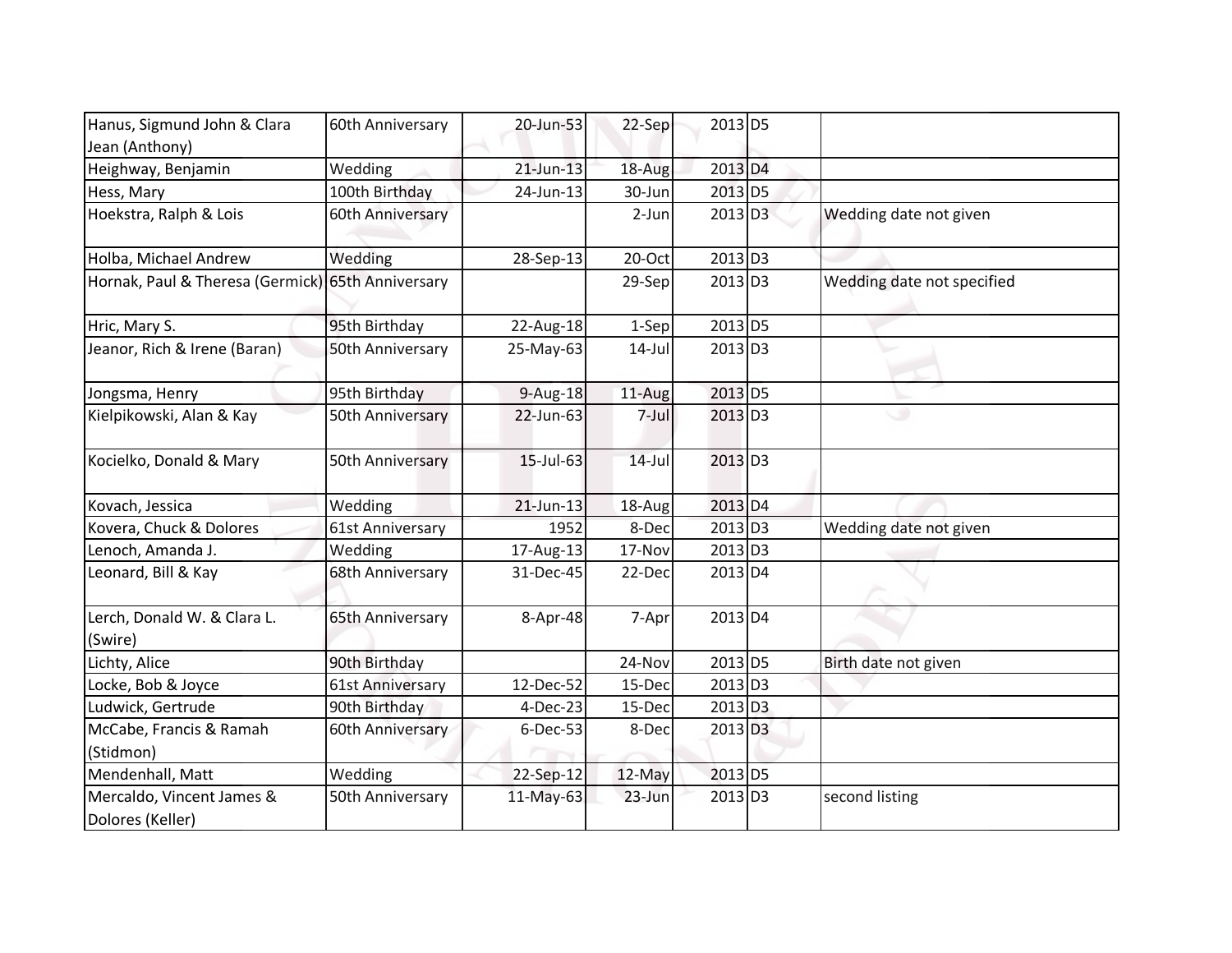| | | | | | | |
|---|---|---|---|---|---|---|
| Hanus, Sigmund John & Clara Jean (Anthony) | 60th Anniversary | 20-Jun-53 | 22-Sep | 2013 | D5 | |
| Heighway, Benjamin | Wedding | 21-Jun-13 | 18-Aug | 2013 | D4 | |
| Hess, Mary | 100th Birthday | 24-Jun-13 | 30-Jun | 2013 | D5 | |
| Hoekstra, Ralph & Lois | 60th Anniversary | | 2-Jun | 2013 | D3 | Wedding date not given |
| Holba, Michael Andrew | Wedding | 28-Sep-13 | 20-Oct | 2013 | D3 | |
| Hornak, Paul & Theresa (Germick) | 65th Anniversary | | 29-Sep | 2013 | D3 | Wedding date not specified |
| Hric, Mary S. | 95th Birthday | 22-Aug-18 | 1-Sep | 2013 | D5 | |
| Jeanor, Rich & Irene (Baran) | 50th Anniversary | 25-May-63 | 14-Jul | 2013 | D3 | |
| Jongsma, Henry | 95th Birthday | 9-Aug-18 | 11-Aug | 2013 | D5 | |
| Kielpikowski, Alan & Kay | 50th Anniversary | 22-Jun-63 | 7-Jul | 2013 | D3 | |
| Kocielko, Donald & Mary | 50th Anniversary | 15-Jul-63 | 14-Jul | 2013 | D3 | |
| Kovach, Jessica | Wedding | 21-Jun-13 | 18-Aug | 2013 | D4 | |
| Kovera, Chuck & Dolores | 61st Anniversary | 1952 | 8-Dec | 2013 | D3 | Wedding date not given |
| Lenoch, Amanda J. | Wedding | 17-Aug-13 | 17-Nov | 2013 | D3 | |
| Leonard, Bill & Kay | 68th Anniversary | 31-Dec-45 | 22-Dec | 2013 | D4 | |
| Lerch, Donald W. & Clara L. (Swire) | 65th Anniversary | 8-Apr-48 | 7-Apr | 2013 | D4 | |
| Lichty, Alice | 90th Birthday | | 24-Nov | 2013 | D5 | Birth date not given |
| Locke, Bob & Joyce | 61st Anniversary | 12-Dec-52 | 15-Dec | 2013 | D3 | |
| Ludwick, Gertrude | 90th Birthday | 4-Dec-23 | 15-Dec | 2013 | D3 | |
| McCabe, Francis & Ramah (Stidmon) | 60th Anniversary | 6-Dec-53 | 8-Dec | 2013 | D3 | |
| Mendenhall, Matt | Wedding | 22-Sep-12 | 12-May | 2013 | D5 | |
| Mercaldo, Vincent James & Dolores (Keller) | 50th Anniversary | 11-May-63 | 23-Jun | 2013 | D3 | second listing |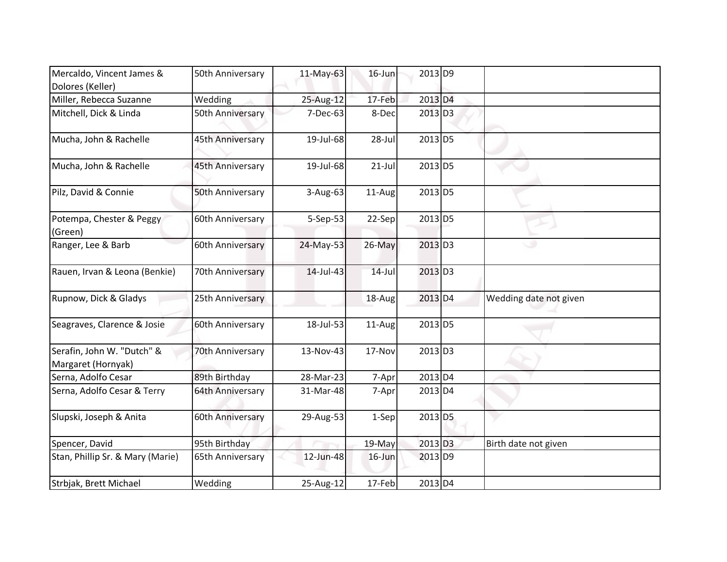| | | | | | | |
|---|---|---|---|---|---|---|
| Mercaldo, Vincent James & Dolores (Keller) | 50th Anniversary | 11-May-63 | 16-Jun | 2013 | D9 | |
| Miller, Rebecca Suzanne | Wedding | 25-Aug-12 | 17-Feb | 2013 | D4 | |
| Mitchell, Dick & Linda | 50th Anniversary | 7-Dec-63 | 8-Dec | 2013 | D3 | |
| Mucha, John & Rachelle | 45th Anniversary | 19-Jul-68 | 28-Jul | 2013 | D5 | |
| Mucha, John & Rachelle | 45th Anniversary | 19-Jul-68 | 21-Jul | 2013 | D5 | |
| Pilz, David & Connie | 50th Anniversary | 3-Aug-63 | 11-Aug | 2013 | D5 | |
| Potempa, Chester & Peggy (Green) | 60th Anniversary | 5-Sep-53 | 22-Sep | 2013 | D5 | |
| Ranger, Lee & Barb | 60th Anniversary | 24-May-53 | 26-May | 2013 | D3 | |
| Rauen, Irvan & Leona (Benkie) | 70th Anniversary | 14-Jul-43 | 14-Jul | 2013 | D3 | |
| Rupnow, Dick & Gladys | 25th Anniversary | | 18-Aug | 2013 | D4 | Wedding date not given |
| Seagraves, Clarence & Josie | 60th Anniversary | 18-Jul-53 | 11-Aug | 2013 | D5 | |
| Serafin, John W. "Dutch" & Margaret (Hornyak) | 70th Anniversary | 13-Nov-43 | 17-Nov | 2013 | D3 | |
| Serna, Adolfo Cesar | 89th Birthday | 28-Mar-23 | 7-Apr | 2013 | D4 | |
| Serna, Adolfo Cesar & Terry | 64th Anniversary | 31-Mar-48 | 7-Apr | 2013 | D4 | |
| Slupski, Joseph & Anita | 60th Anniversary | 29-Aug-53 | 1-Sep | 2013 | D5 | |
| Spencer, David | 95th Birthday | | 19-May | 2013 | D3 | Birth date not given |
| Stan, Phillip Sr. & Mary (Marie) | 65th Anniversary | 12-Jun-48 | 16-Jun | 2013 | D9 | |
| Strbjak, Brett Michael | Wedding | 25-Aug-12 | 17-Feb | 2013 | D4 | |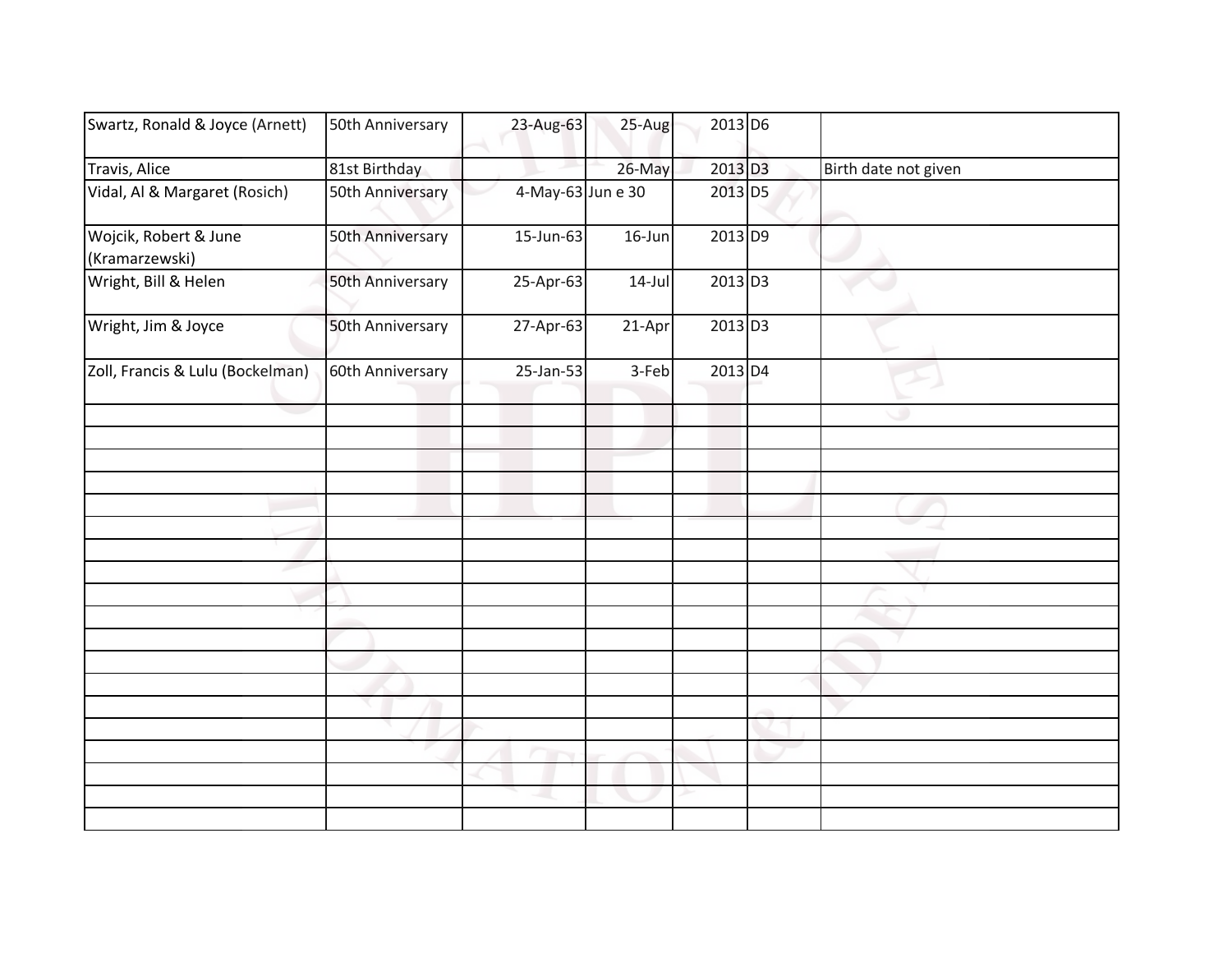| | | | | | | |
|---|---|---|---|---|---|---|
| Swartz, Ronald & Joyce (Arnett) | 50th Anniversary | 23-Aug-63 | 25-Aug | 2013 | D6 | |
| Travis, Alice | 81st Birthday | | 26-May | 2013 | D3 | Birth date not given |
| Vidal, Al & Margaret (Rosich) | 50th Anniversary | 4-May-63 | Jun e 30 | 2013 | D5 | |
| Wojcik, Robert & June (Kramarzewski) | 50th Anniversary | 15-Jun-63 | 16-Jun | 2013 | D9 | |
| Wright, Bill & Helen | 50th Anniversary | 25-Apr-63 | 14-Jul | 2013 | D3 | |
| Wright, Jim & Joyce | 50th Anniversary | 27-Apr-63 | 21-Apr | 2013 | D3 | |
| Zoll, Francis & Lulu (Bockelman) | 60th Anniversary | 25-Jan-53 | 3-Feb | 2013 | D4 | |